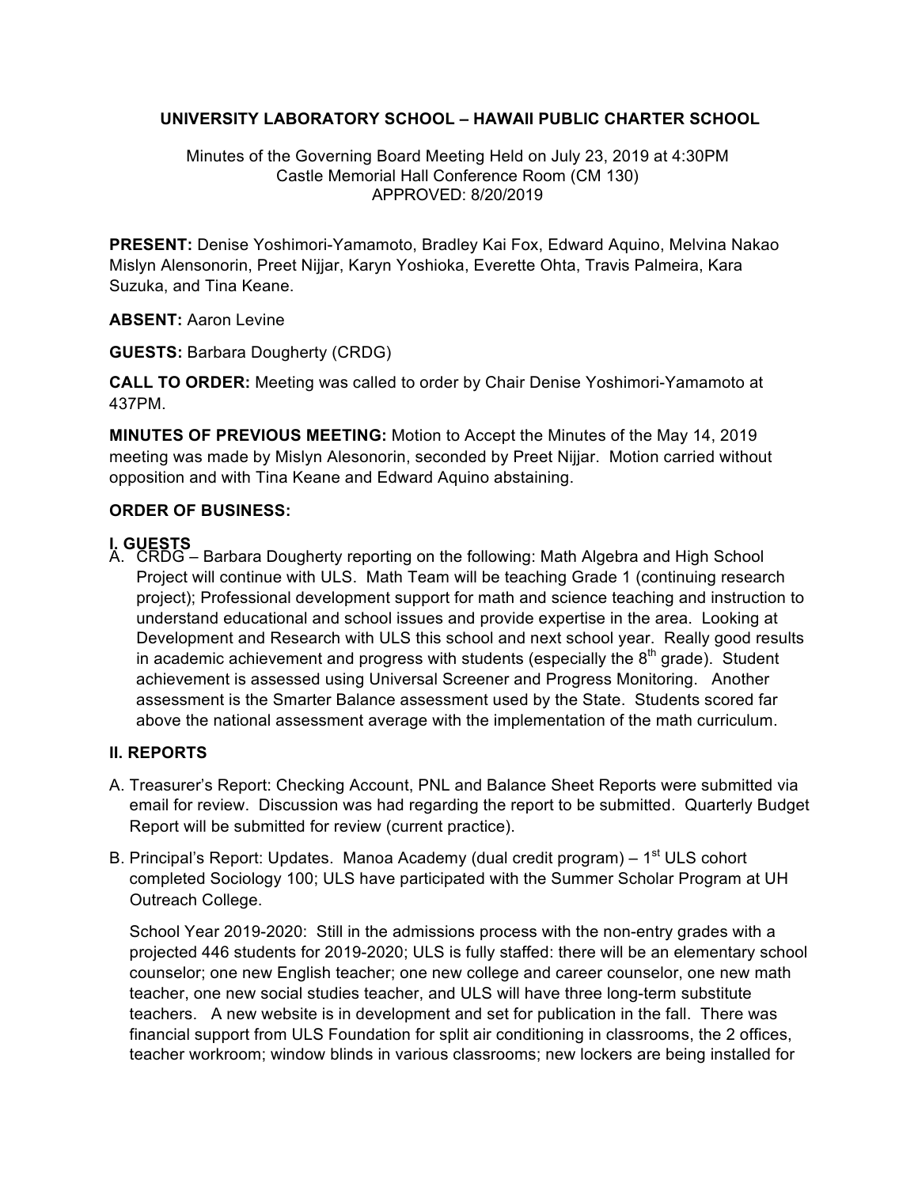**UNIVERSITY LABORATORY SCHOOL – HAWAII PUBLIC CHARTER SCHOOL**

Minutes of the Governing Board Meeting Held on July 23, 2019 at 4:30PM
Castle Memorial Hall Conference Room (CM 130)
APPROVED: 8/20/2019

**PRESENT:** Denise Yoshimori-Yamamoto, Bradley Kai Fox, Edward Aquino, Melvina Nakao Mislyn Alensonorin, Preet Nijjar, Karyn Yoshioka, Everette Ohta, Travis Palmeira, Kara Suzuka, and Tina Keane.

**ABSENT:** Aaron Levine

**GUESTS:** Barbara Dougherty (CRDG)

**CALL TO ORDER:** Meeting was called to order by Chair Denise Yoshimori-Yamamoto at 437PM.

**MINUTES OF PREVIOUS MEETING:** Motion to Accept the Minutes of the May 14, 2019 meeting was made by Mislyn Alesonorin, seconded by Preet Nijjar. Motion carried without opposition and with Tina Keane and Edward Aquino abstaining.

**ORDER OF BUSINESS:**

**I. GUESTS**

A. CRDG – Barbara Dougherty reporting on the following: Math Algebra and High School Project will continue with ULS. Math Team will be teaching Grade 1 (continuing research project); Professional development support for math and science teaching and instruction to understand educational and school issues and provide expertise in the area. Looking at Development and Research with ULS this school and next school year. Really good results in academic achievement and progress with students (especially the 8th grade). Student achievement is assessed using Universal Screener and Progress Monitoring. Another assessment is the Smarter Balance assessment used by the State. Students scored far above the national assessment average with the implementation of the math curriculum.

**II. REPORTS**

A. Treasurer's Report: Checking Account, PNL and Balance Sheet Reports were submitted via email for review. Discussion was had regarding the report to be submitted. Quarterly Budget Report will be submitted for review (current practice).

B. Principal's Report: Updates. Manoa Academy (dual credit program) – 1st ULS cohort completed Sociology 100; ULS have participated with the Summer Scholar Program at UH Outreach College.

School Year 2019-2020: Still in the admissions process with the non-entry grades with a projected 446 students for 2019-2020; ULS is fully staffed: there will be an elementary school counselor; one new English teacher; one new college and career counselor, one new math teacher, one new social studies teacher, and ULS will have three long-term substitute teachers. A new website is in development and set for publication in the fall. There was financial support from ULS Foundation for split air conditioning in classrooms, the 2 offices, teacher workroom; window blinds in various classrooms; new lockers are being installed for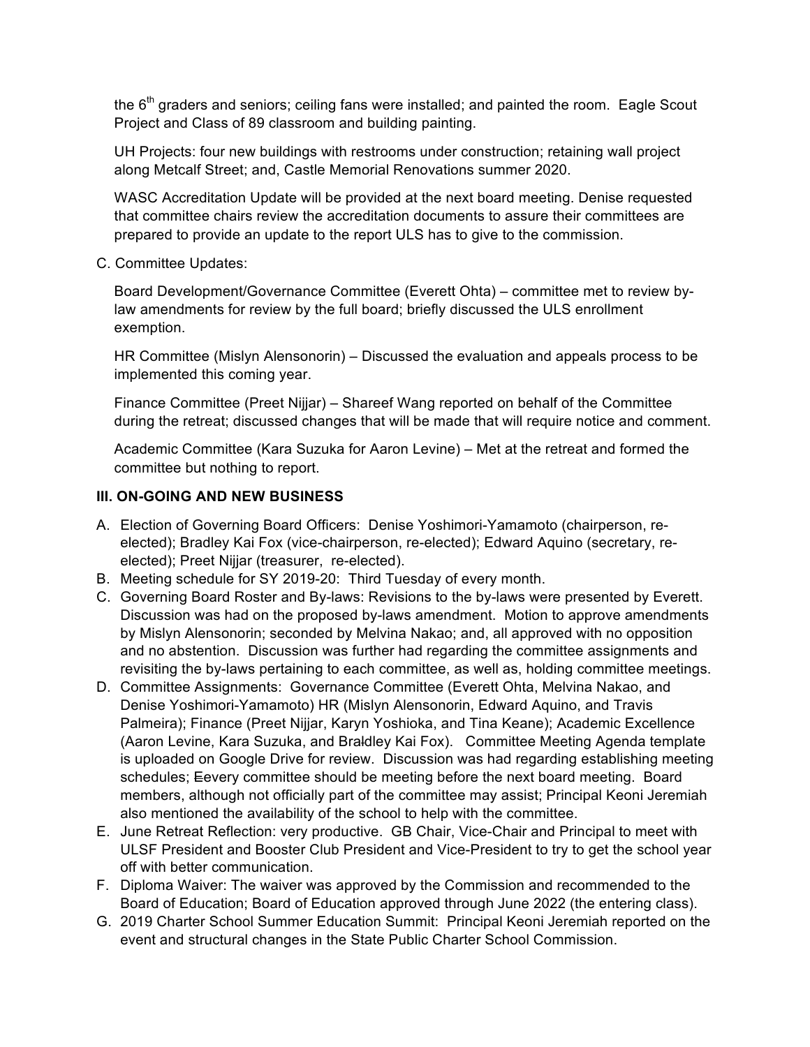the 6th graders and seniors; ceiling fans were installed; and painted the room. Eagle Scout Project and Class of 89 classroom and building painting.

UH Projects: four new buildings with restrooms under construction; retaining wall project along Metcalf Street; and, Castle Memorial Renovations summer 2020.

WASC Accreditation Update will be provided at the next board meeting. Denise requested that committee chairs review the accreditation documents to assure their committees are prepared to provide an update to the report ULS has to give to the commission.

C. Committee Updates:

Board Development/Governance Committee (Everett Ohta) – committee met to review by-law amendments for review by the full board; briefly discussed the ULS enrollment exemption.

HR Committee (Mislyn Alensonorin) – Discussed the evaluation and appeals process to be implemented this coming year.

Finance Committee (Preet Nijjar) – Shareef Wang reported on behalf of the Committee during the retreat; discussed changes that will be made that will require notice and comment.

Academic Committee (Kara Suzuka for Aaron Levine) – Met at the retreat and formed the committee but nothing to report.

### III. ON-GOING AND NEW BUSINESS

A. Election of Governing Board Officers: Denise Yoshimori-Yamamoto (chairperson, re-elected); Bradley Kai Fox (vice-chairperson, re-elected); Edward Aquino (secretary, re-elected); Preet Nijjar (treasurer, re-elected).
B. Meeting schedule for SY 2019-20: Third Tuesday of every month.
C. Governing Board Roster and By-laws: Revisions to the by-laws were presented by Everett. Discussion was had on the proposed by-laws amendment. Motion to approve amendments by Mislyn Alensonorin; seconded by Melvina Nakao; and, all approved with no opposition and no abstention. Discussion was further had regarding the committee assignments and revisiting the by-laws pertaining to each committee, as well as, holding committee meetings.
D. Committee Assignments: Governance Committee (Everett Ohta, Melvina Nakao, and Denise Yoshimori-Yamamoto) HR (Mislyn Alensonorin, Edward Aquino, and Travis Palmeira); Finance (Preet Nijjar, Karyn Yoshioka, and Tina Keane); Academic Excellence (Aaron Levine, Kara Suzuka, and Bradley Kai Fox). Committee Meeting Agenda template is uploaded on Google Drive for review. Discussion was had regarding establishing meeting schedules; ~~E~~every committee should be meeting before the next board meeting. Board members, although not officially part of the committee may assist; Principal Keoni Jeremiah also mentioned the availability of the school to help with the committee.
E. June Retreat Reflection: very productive. GB Chair, Vice-Chair and Principal to meet with ULSF President and Booster Club President and Vice-President to try to get the school year off with better communication.
F. Diploma Waiver: The waiver was approved by the Commission and recommended to the Board of Education; Board of Education approved through June 2022 (the entering class).
G. 2019 Charter School Summer Education Summit: Principal Keoni Jeremiah reported on the event and structural changes in the State Public Charter School Commission.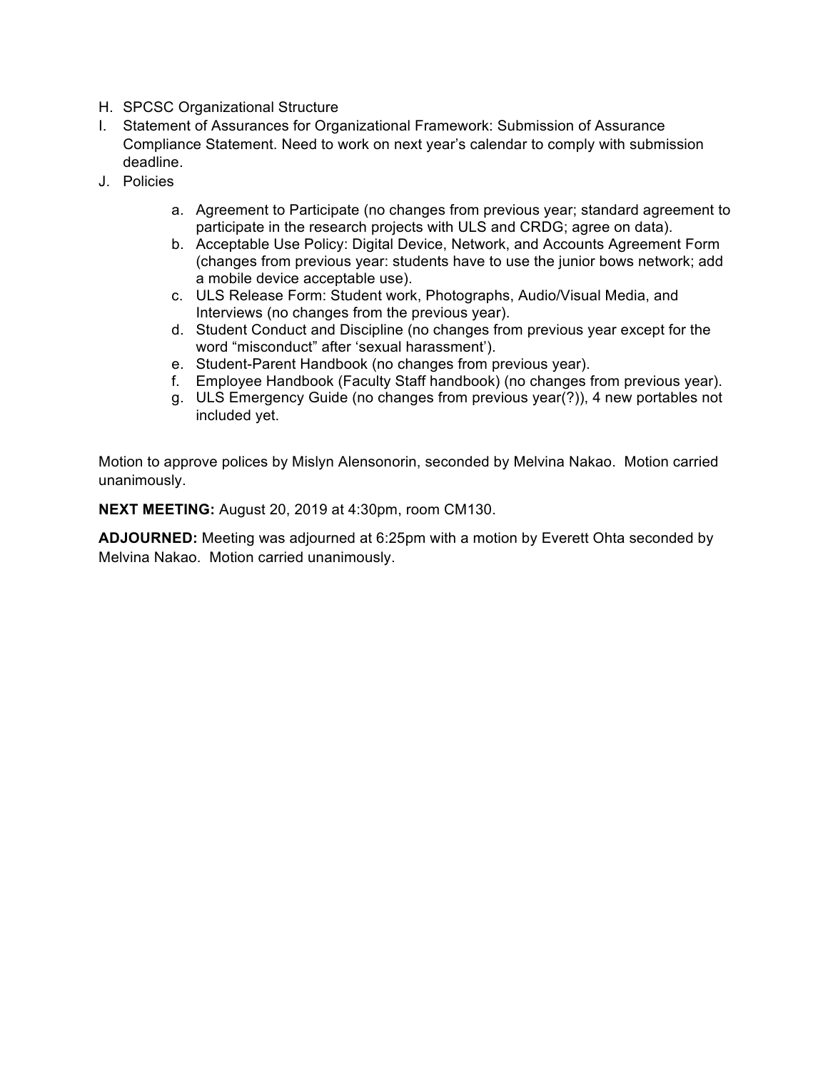H. SPCSC Organizational Structure
I. Statement of Assurances for Organizational Framework: Submission of Assurance Compliance Statement. Need to work on next year's calendar to comply with submission deadline.
J. Policies

   a. Agreement to Participate (no changes from previous year; standard agreement to participate in the research projects with ULS and CRDG; agree on data).
   b. Acceptable Use Policy: Digital Device, Network, and Accounts Agreement Form (changes from previous year: students have to use the junior bows network; add a mobile device acceptable use).
   c. ULS Release Form: Student work, Photographs, Audio/Visual Media, and Interviews (no changes from the previous year).
   d. Student Conduct and Discipline (no changes from previous year except for the word "misconduct" after 'sexual harassment').
   e. Student-Parent Handbook (no changes from previous year).
   f. Employee Handbook (Faculty Staff handbook) (no changes from previous year).
   g. ULS Emergency Guide (no changes from previous year(?)), 4 new portables not included yet.

Motion to approve polices by Mislyn Alensonorin, seconded by Melvina Nakao. Motion carried unanimously.

**NEXT MEETING:** August 20, 2019 at 4:30pm, room CM130.

**ADJOURNED:** Meeting was adjourned at 6:25pm with a motion by Everett Ohta seconded by Melvina Nakao. Motion carried unanimously.